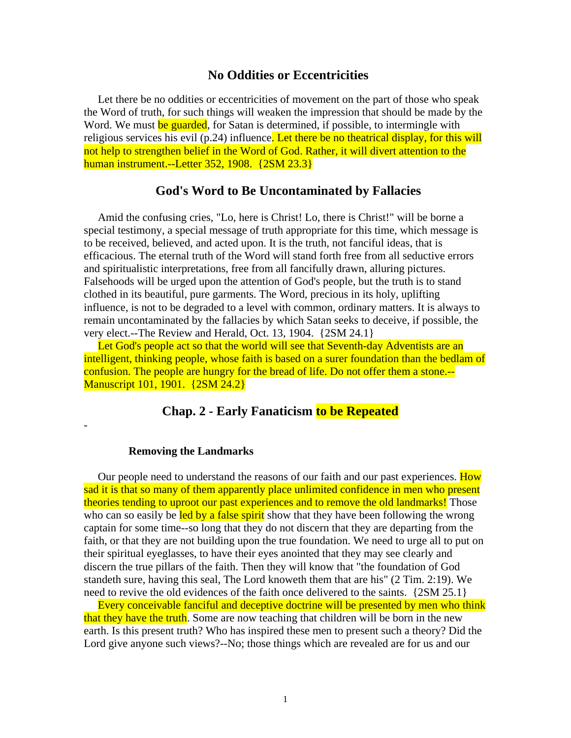## No Oddities or Eccentricities

Let there be no oddities or eccentricities of movement on the part of those who speak the Word of truth, for such things will weaken the impression that should be made by the Word. We must be guarded, for Satan is determined, if possible, to intermingle with religious services his evil (p.24) influence. Let there be no theatrical display, for this will not help to strengthen belief in the Word of God. Rather, it will divert attention to the human instrument.--Letter 352, 1908. {2SM 23.3}

## God's Word to Be Uncontaminated by Fallacies

Amid the confusing cries, "Lo, here is Christ! Lo, there is Christ!" will be borne a special testimony, a special message of truth appropriate for this time, which message is to be received, believed, and acted upon. It is the truth, not fanciful ideas, that is efficacious. The eternal truth of the Word will stand forth free from all seductive errors and spiritualistic interpretations, free from all fancifully drawn, alluring pictures. Falsehoods will be urged upon the attention of God's people, but the truth is to stand clothed in its beautiful, pure garments. The Word, precious in its holy, uplifting influence, is not to be degraded to a level with common, ordinary matters. It is always to remain uncontaminated by the fallacies by which Satan seeks to deceive, if possible, the very elect.--The Review and Herald, Oct. 13, 1904. {2SM 24.1}

Let God's people act so that the world will see that Seventh-day Adventists are an intelligent, thinking people, whose faith is based on a surer foundation than the bedlam of confusion. The people are hungry for the bread of life. Do not offer them a stone.--Manuscript 101, 1901. {2SM 24.2}

## Chap. 2 - Early Fanaticism to be Repeated

-

### Removing the Landmarks

Our people need to understand the reasons of our faith and our past experiences. How sad it is that so many of them apparently place unlimited confidence in men who present theories tending to uproot our past experiences and to remove the old landmarks! Those who can so easily be led by a false spirit show that they have been following the wrong captain for some time--so long that they do not discern that they are departing from the faith, or that they are not building upon the true foundation. We need to urge all to put on their spiritual eyeglasses, to have their eyes anointed that they may see clearly and discern the true pillars of the faith. Then they will know that "the foundation of God standeth sure, having this seal, The Lord knoweth them that are his" (2 Tim. 2:19). We need to revive the old evidences of the faith once delivered to the saints. {2SM 25.1}

Every conceivable fanciful and deceptive doctrine will be presented by men who think that they have the truth. Some are now teaching that children will be born in the new earth. Is this present truth? Who has inspired these men to present such a theory? Did the Lord give anyone such views?--No; those things which are revealed are for us and our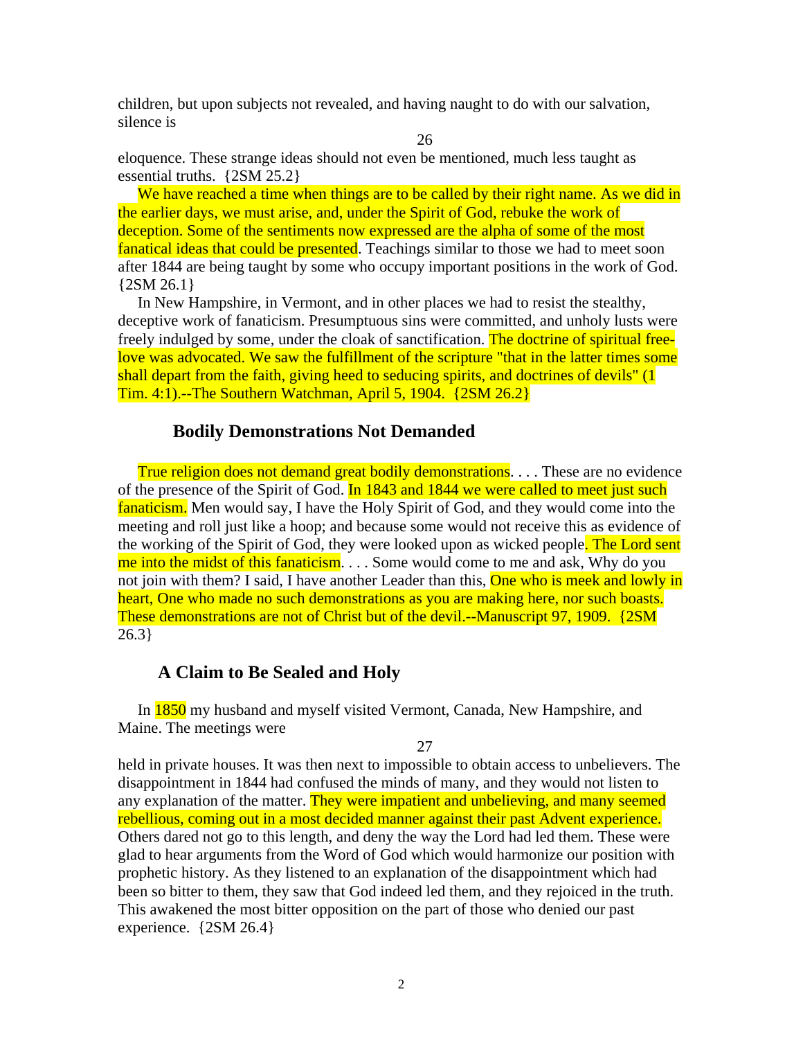children, but upon subjects not revealed, and having naught to do with our salvation, silence is

eloquence. These strange ideas should not even be mentioned, much less taught as essential truths. {2SM 25.2}

We have reached a time when things are to be called by their right name. As we did in the earlier days, we must arise, and, under the Spirit of God, rebuke the work of deception. Some of the sentiments now expressed are the alpha of some of the most fanatical ideas that could be presented. Teachings similar to those we had to meet soon after 1844 are being taught by some who occupy important positions in the work of God. {2SM 26.1}

In New Hampshire, in Vermont, and in other places we had to resist the stealthy, deceptive work of fanaticism. Presumptuous sins were committed, and unholy lusts were freely indulged by some, under the cloak of sanctification. The doctrine of spiritual free-love was advocated. We saw the fulfillment of the scripture "that in the latter times some shall depart from the faith, giving heed to seducing spirits, and doctrines of devils" (1 Tim. 4:1).--The Southern Watchman, April 5, 1904. {2SM 26.2}

### Bodily Demonstrations Not Demanded

True religion does not demand great bodily demonstrations. . . . These are no evidence of the presence of the Spirit of God. In 1843 and 1844 we were called to meet just such fanaticism. Men would say, I have the Holy Spirit of God, and they would come into the meeting and roll just like a hoop; and because some would not receive this as evidence of the working of the Spirit of God, they were looked upon as wicked people. The Lord sent me into the midst of this fanaticism. . . . Some would come to me and ask, Why do you not join with them? I said, I have another Leader than this, One who is meek and lowly in heart, One who made no such demonstrations as you are making here, nor such boasts. These demonstrations are not of Christ but of the devil.--Manuscript 97, 1909. {2SM 26.3}

### A Claim to Be Sealed and Holy

In 1850 my husband and myself visited Vermont, Canada, New Hampshire, and Maine. The meetings were

held in private houses. It was then next to impossible to obtain access to unbelievers. The disappointment in 1844 had confused the minds of many, and they would not listen to any explanation of the matter. They were impatient and unbelieving, and many seemed rebellious, coming out in a most decided manner against their past Advent experience. Others dared not go to this length, and deny the way the Lord had led them. These were glad to hear arguments from the Word of God which would harmonize our position with prophetic history. As they listened to an explanation of the disappointment which had been so bitter to them, they saw that God indeed led them, and they rejoiced in the truth. This awakened the most bitter opposition on the part of those who denied our past experience. {2SM 26.4}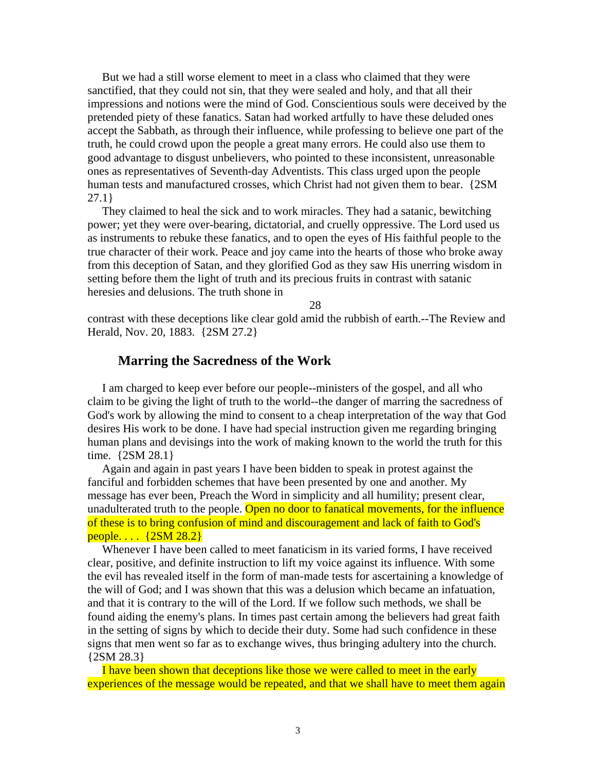But we had a still worse element to meet in a class who claimed that they were sanctified, that they could not sin, that they were sealed and holy, and that all their impressions and notions were the mind of God. Conscientious souls were deceived by the pretended piety of these fanatics. Satan had worked artfully to have these deluded ones accept the Sabbath, as through their influence, while professing to believe one part of the truth, he could crowd upon the people a great many errors. He could also use them to good advantage to disgust unbelievers, who pointed to these inconsistent, unreasonable ones as representatives of Seventh-day Adventists. This class urged upon the people human tests and manufactured crosses, which Christ had not given them to bear. {2SM 27.1}

They claimed to heal the sick and to work miracles. They had a satanic, bewitching power; yet they were over-bearing, dictatorial, and cruelly oppressive. The Lord used us as instruments to rebuke these fanatics, and to open the eyes of His faithful people to the true character of their work. Peace and joy came into the hearts of those who broke away from this deception of Satan, and they glorified God as they saw His unerring wisdom in setting before them the light of truth and its precious fruits in contrast with satanic heresies and delusions. The truth shone in

28

contrast with these deceptions like clear gold amid the rubbish of earth.--The Review and Herald, Nov. 20, 1883. {2SM 27.2}

### Marring the Sacredness of the Work

I am charged to keep ever before our people--ministers of the gospel, and all who claim to be giving the light of truth to the world--the danger of marring the sacredness of God's work by allowing the mind to consent to a cheap interpretation of the way that God desires His work to be done. I have had special instruction given me regarding bringing human plans and devisings into the work of making known to the world the truth for this time. {2SM 28.1}

Again and again in past years I have been bidden to speak in protest against the fanciful and forbidden schemes that have been presented by one and another. My message has ever been, Preach the Word in simplicity and all humility; present clear, unadulterated truth to the people. Open no door to fanatical movements, for the influence of these is to bring confusion of mind and discouragement and lack of faith to God's people. . . . {2SM 28.2}

Whenever I have been called to meet fanaticism in its varied forms, I have received clear, positive, and definite instruction to lift my voice against its influence. With some the evil has revealed itself in the form of man-made tests for ascertaining a knowledge of the will of God; and I was shown that this was a delusion which became an infatuation, and that it is contrary to the will of the Lord. If we follow such methods, we shall be found aiding the enemy's plans. In times past certain among the believers had great faith in the setting of signs by which to decide their duty. Some had such confidence in these signs that men went so far as to exchange wives, thus bringing adultery into the church. {2SM 28.3}

I have been shown that deceptions like those we were called to meet in the early experiences of the message would be repeated, and that we shall have to meet them again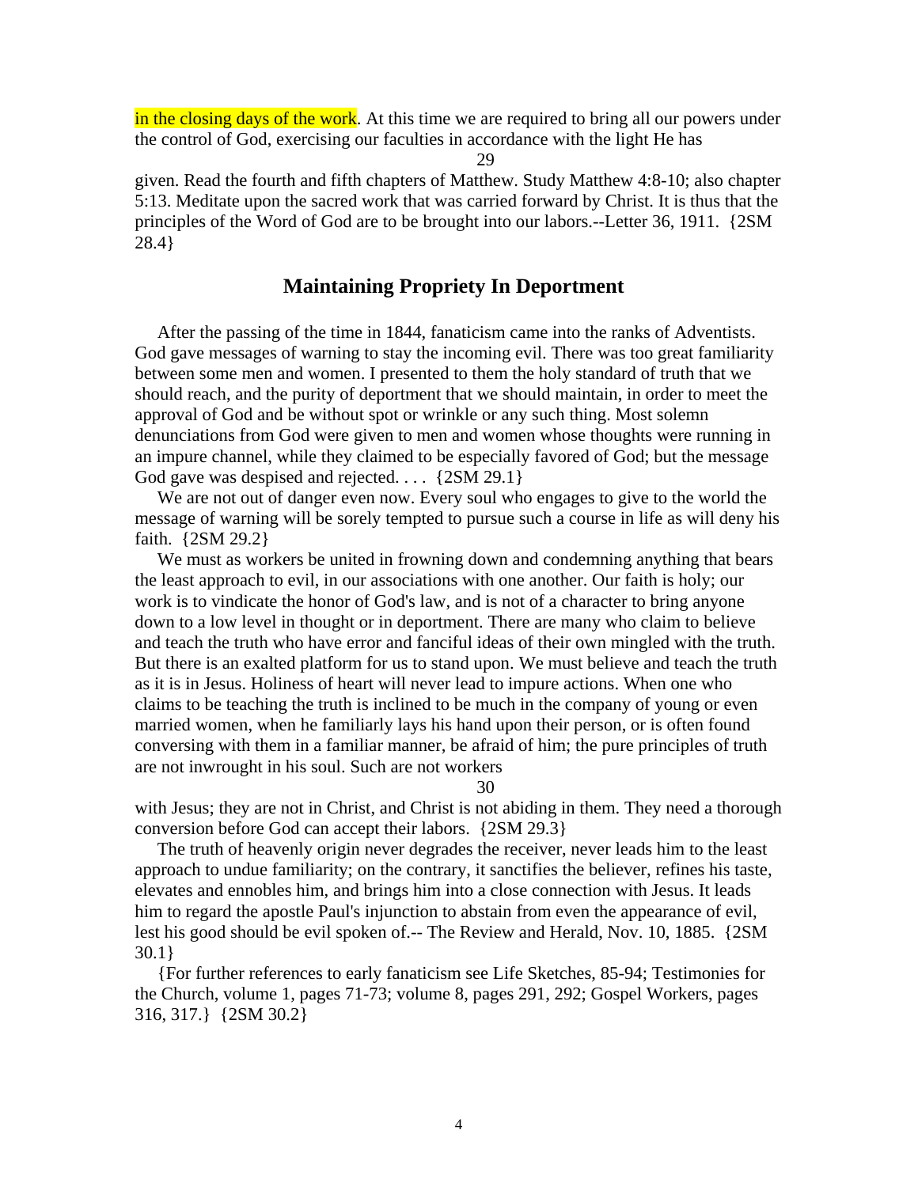in the closing days of the work. At this time we are required to bring all our powers under the control of God, exercising our faculties in accordance with the light He has given. Read the fourth and fifth chapters of Matthew. Study Matthew 4:8-10; also chapter 5:13. Meditate upon the sacred work that was carried forward by Christ. It is thus that the principles of the Word of God are to be brought into our labors.--Letter 36, 1911. {2SM 28.4}

## Maintaining Propriety In Deportment

After the passing of the time in 1844, fanaticism came into the ranks of Adventists. God gave messages of warning to stay the incoming evil. There was too great familiarity between some men and women. I presented to them the holy standard of truth that we should reach, and the purity of deportment that we should maintain, in order to meet the approval of God and be without spot or wrinkle or any such thing. Most solemn denunciations from God were given to men and women whose thoughts were running in an impure channel, while they claimed to be especially favored of God; but the message God gave was despised and rejected. . . . {2SM 29.1}

We are not out of danger even now. Every soul who engages to give to the world the message of warning will be sorely tempted to pursue such a course in life as will deny his faith. {2SM 29.2}

We must as workers be united in frowning down and condemning anything that bears the least approach to evil, in our associations with one another. Our faith is holy; our work is to vindicate the honor of God's law, and is not of a character to bring anyone down to a low level in thought or in deportment. There are many who claim to believe and teach the truth who have error and fanciful ideas of their own mingled with the truth. But there is an exalted platform for us to stand upon. We must believe and teach the truth as it is in Jesus. Holiness of heart will never lead to impure actions. When one who claims to be teaching the truth is inclined to be much in the company of young or even married women, when he familiarly lays his hand upon their person, or is often found conversing with them in a familiar manner, be afraid of him; the pure principles of truth are not inwrought in his soul. Such are not workers with Jesus; they are not in Christ, and Christ is not abiding in them. They need a thorough conversion before God can accept their labors. {2SM 29.3}

The truth of heavenly origin never degrades the receiver, never leads him to the least approach to undue familiarity; on the contrary, it sanctifies the believer, refines his taste, elevates and ennobles him, and brings him into a close connection with Jesus. It leads him to regard the apostle Paul's injunction to abstain from even the appearance of evil, lest his good should be evil spoken of.-- The Review and Herald, Nov. 10, 1885. {2SM 30.1}

{For further references to early fanaticism see Life Sketches, 85-94; Testimonies for the Church, volume 1, pages 71-73; volume 8, pages 291, 292; Gospel Workers, pages 316, 317.} {2SM 30.2}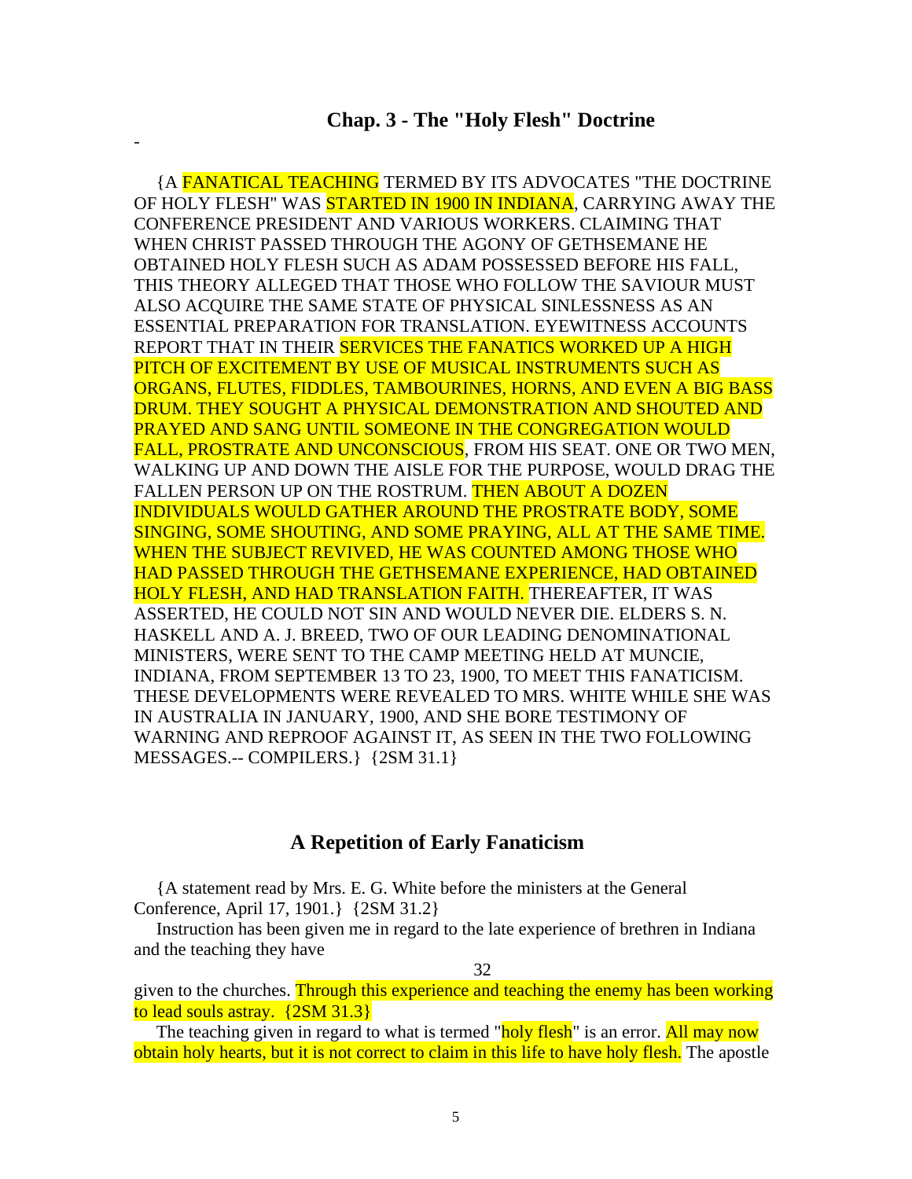## Chap. 3 - The "Holy Flesh" Doctrine

-

{A FANATICAL TEACHING TERMED BY ITS ADVOCATES "THE DOCTRINE OF HOLY FLESH" WAS STARTED IN 1900 IN INDIANA, CARRYING AWAY THE CONFERENCE PRESIDENT AND VARIOUS WORKERS. CLAIMING THAT WHEN CHRIST PASSED THROUGH THE AGONY OF GETHSEMANE HE OBTAINED HOLY FLESH SUCH AS ADAM POSSESSED BEFORE HIS FALL, THIS THEORY ALLEGED THAT THOSE WHO FOLLOW THE SAVIOUR MUST ALSO ACQUIRE THE SAME STATE OF PHYSICAL SINLESSNESS AS AN ESSENTIAL PREPARATION FOR TRANSLATION. EYEWITNESS ACCOUNTS REPORT THAT IN THEIR SERVICES THE FANATICS WORKED UP A HIGH PITCH OF EXCITEMENT BY USE OF MUSICAL INSTRUMENTS SUCH AS ORGANS, FLUTES, FIDDLES, TAMBOURINES, HORNS, AND EVEN A BIG BASS DRUM. THEY SOUGHT A PHYSICAL DEMONSTRATION AND SHOUTED AND PRAYED AND SANG UNTIL SOMEONE IN THE CONGREGATION WOULD FALL, PROSTRATE AND UNCONSCIOUS, FROM HIS SEAT. ONE OR TWO MEN, WALKING UP AND DOWN THE AISLE FOR THE PURPOSE, WOULD DRAG THE FALLEN PERSON UP ON THE ROSTRUM. THEN ABOUT A DOZEN INDIVIDUALS WOULD GATHER AROUND THE PROSTRATE BODY, SOME SINGING, SOME SHOUTING, AND SOME PRAYING, ALL AT THE SAME TIME. WHEN THE SUBJECT REVIVED, HE WAS COUNTED AMONG THOSE WHO HAD PASSED THROUGH THE GETHSEMANE EXPERIENCE, HAD OBTAINED HOLY FLESH, AND HAD TRANSLATION FAITH. THEREAFTER, IT WAS ASSERTED, HE COULD NOT SIN AND WOULD NEVER DIE. ELDERS S. N. HASKELL AND A. J. BREED, TWO OF OUR LEADING DENOMINATIONAL MINISTERS, WERE SENT TO THE CAMP MEETING HELD AT MUNCIE, INDIANA, FROM SEPTEMBER 13 TO 23, 1900, TO MEET THIS FANATICISM. THESE DEVELOPMENTS WERE REVEALED TO MRS. WHITE WHILE SHE WAS IN AUSTRALIA IN JANUARY, 1900, AND SHE BORE TESTIMONY OF WARNING AND REPROOF AGAINST IT, AS SEEN IN THE TWO FOLLOWING MESSAGES.-- COMPILERS.} {2SM 31.1}

### A Repetition of Early Fanaticism

{A statement read by Mrs. E. G. White before the ministers at the General Conference, April 17, 1901.} {2SM 31.2}

Instruction has been given me in regard to the late experience of brethren in Indiana and the teaching they have

32

given to the churches. Through this experience and teaching the enemy has been working to lead souls astray. {2SM 31.3}

The teaching given in regard to what is termed "holy flesh" is an error. All may now obtain holy hearts, but it is not correct to claim in this life to have holy flesh. The apostle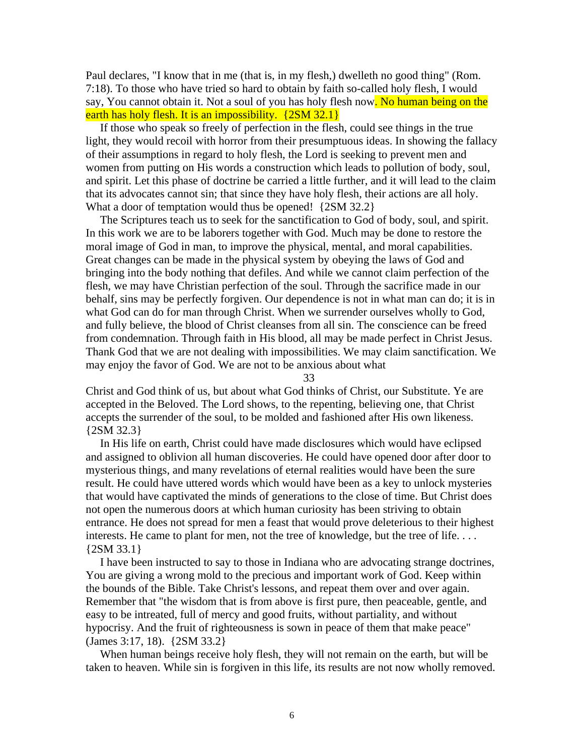Paul declares, "I know that in me (that is, in my flesh,) dwelleth no good thing" (Rom. 7:18). To those who have tried so hard to obtain by faith so-called holy flesh, I would say, You cannot obtain it. Not a soul of you has holy flesh now. No human being on the earth has holy flesh. It is an impossibility. {2SM 32.1}

If those who speak so freely of perfection in the flesh, could see things in the true light, they would recoil with horror from their presumptuous ideas. In showing the fallacy of their assumptions in regard to holy flesh, the Lord is seeking to prevent men and women from putting on His words a construction which leads to pollution of body, soul, and spirit. Let this phase of doctrine be carried a little further, and it will lead to the claim that its advocates cannot sin; that since they have holy flesh, their actions are all holy. What a door of temptation would thus be opened! {2SM 32.2}

The Scriptures teach us to seek for the sanctification to God of body, soul, and spirit. In this work we are to be laborers together with God. Much may be done to restore the moral image of God in man, to improve the physical, mental, and moral capabilities. Great changes can be made in the physical system by obeying the laws of God and bringing into the body nothing that defiles. And while we cannot claim perfection of the flesh, we may have Christian perfection of the soul. Through the sacrifice made in our behalf, sins may be perfectly forgiven. Our dependence is not in what man can do; it is in what God can do for man through Christ. When we surrender ourselves wholly to God, and fully believe, the blood of Christ cleanses from all sin. The conscience can be freed from condemnation. Through faith in His blood, all may be made perfect in Christ Jesus. Thank God that we are not dealing with impossibilities. We may claim sanctification. We may enjoy the favor of God. We are not to be anxious about what

33

Christ and God think of us, but about what God thinks of Christ, our Substitute. Ye are accepted in the Beloved. The Lord shows, to the repenting, believing one, that Christ accepts the surrender of the soul, to be molded and fashioned after His own likeness. {2SM 32.3}

In His life on earth, Christ could have made disclosures which would have eclipsed and assigned to oblivion all human discoveries. He could have opened door after door to mysterious things, and many revelations of eternal realities would have been the sure result. He could have uttered words which would have been as a key to unlock mysteries that would have captivated the minds of generations to the close of time. But Christ does not open the numerous doors at which human curiosity has been striving to obtain entrance. He does not spread for men a feast that would prove deleterious to their highest interests. He came to plant for men, not the tree of knowledge, but the tree of life. . . . {2SM 33.1}

I have been instructed to say to those in Indiana who are advocating strange doctrines, You are giving a wrong mold to the precious and important work of God. Keep within the bounds of the Bible. Take Christ's lessons, and repeat them over and over again. Remember that "the wisdom that is from above is first pure, then peaceable, gentle, and easy to be intreated, full of mercy and good fruits, without partiality, and without hypocrisy. And the fruit of righteousness is sown in peace of them that make peace" (James 3:17, 18). {2SM 33.2}

When human beings receive holy flesh, they will not remain on the earth, but will be taken to heaven. While sin is forgiven in this life, its results are not now wholly removed.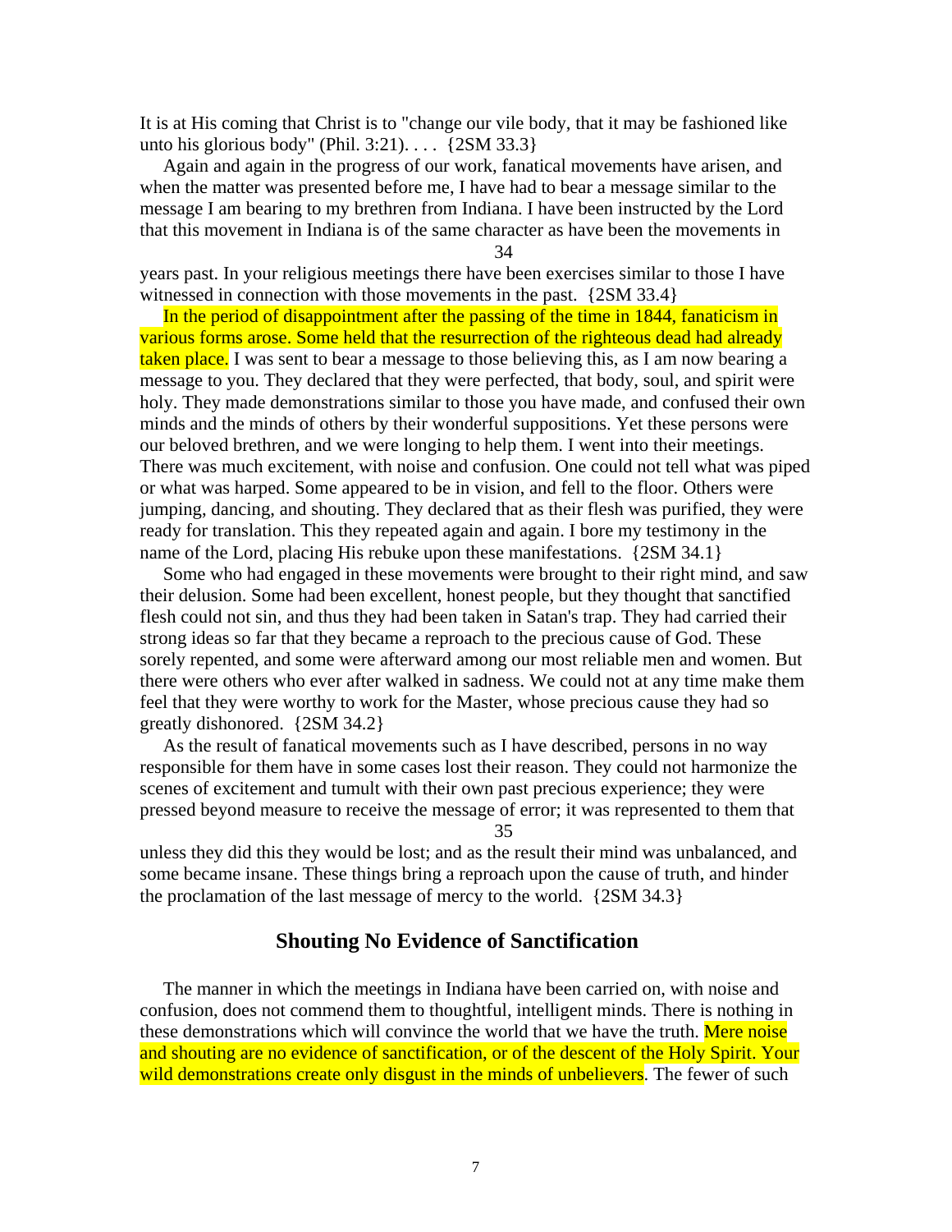It is at His coming that Christ is to "change our vile body, that it may be fashioned like unto his glorious body" (Phil. 3:21). . . . {2SM 33.3}

Again and again in the progress of our work, fanatical movements have arisen, and when the matter was presented before me, I have had to bear a message similar to the message I am bearing to my brethren from Indiana. I have been instructed by the Lord that this movement in Indiana is of the same character as have been the movements in years past. In your religious meetings there have been exercises similar to those I have witnessed in connection with those movements in the past. {2SM 33.4}

In the period of disappointment after the passing of the time in 1844, fanaticism in various forms arose. Some held that the resurrection of the righteous dead had already taken place. I was sent to bear a message to those believing this, as I am now bearing a message to you. They declared that they were perfected, that body, soul, and spirit were holy. They made demonstrations similar to those you have made, and confused their own minds and the minds of others by their wonderful suppositions. Yet these persons were our beloved brethren, and we were longing to help them. I went into their meetings. There was much excitement, with noise and confusion. One could not tell what was piped or what was harped. Some appeared to be in vision, and fell to the floor. Others were jumping, dancing, and shouting. They declared that as their flesh was purified, they were ready for translation. This they repeated again and again. I bore my testimony in the name of the Lord, placing His rebuke upon these manifestations. {2SM 34.1}

Some who had engaged in these movements were brought to their right mind, and saw their delusion. Some had been excellent, honest people, but they thought that sanctified flesh could not sin, and thus they had been taken in Satan's trap. They had carried their strong ideas so far that they became a reproach to the precious cause of God. These sorely repented, and some were afterward among our most reliable men and women. But there were others who ever after walked in sadness. We could not at any time make them feel that they were worthy to work for the Master, whose precious cause they had so greatly dishonored. {2SM 34.2}

As the result of fanatical movements such as I have described, persons in no way responsible for them have in some cases lost their reason. They could not harmonize the scenes of excitement and tumult with their own past precious experience; they were pressed beyond measure to receive the message of error; it was represented to them that unless they did this they would be lost; and as the result their mind was unbalanced, and some became insane. These things bring a reproach upon the cause of truth, and hinder the proclamation of the last message of mercy to the world. {2SM 34.3}

## Shouting No Evidence of Sanctification

The manner in which the meetings in Indiana have been carried on, with noise and confusion, does not commend them to thoughtful, intelligent minds. There is nothing in these demonstrations which will convince the world that we have the truth. Mere noise and shouting are no evidence of sanctification, or of the descent of the Holy Spirit. Your wild demonstrations create only disgust in the minds of unbelievers. The fewer of such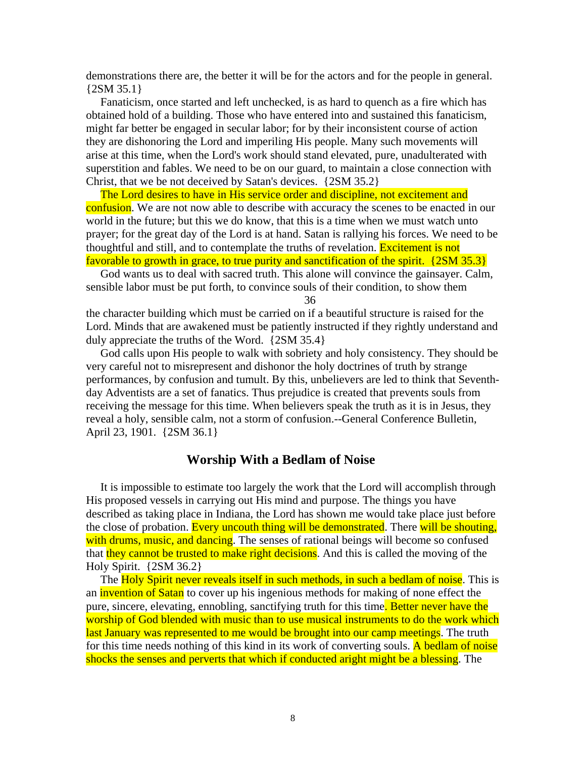demonstrations there are, the better it will be for the actors and for the people in general. {2SM 35.1}

Fanaticism, once started and left unchecked, is as hard to quench as a fire which has obtained hold of a building. Those who have entered into and sustained this fanaticism, might far better be engaged in secular labor; for by their inconsistent course of action they are dishonoring the Lord and imperiling His people. Many such movements will arise at this time, when the Lord's work should stand elevated, pure, unadulterated with superstition and fables. We need to be on our guard, to maintain a close connection with Christ, that we be not deceived by Satan's devices. {2SM 35.2}

The Lord desires to have in His service order and discipline, not excitement and confusion. We are not now able to describe with accuracy the scenes to be enacted in our world in the future; but this we do know, that this is a time when we must watch unto prayer; for the great day of the Lord is at hand. Satan is rallying his forces. We need to be thoughtful and still, and to contemplate the truths of revelation. Excitement is not favorable to growth in grace, to true purity and sanctification of the spirit. {2SM 35.3}

God wants us to deal with sacred truth. This alone will convince the gainsayer. Calm, sensible labor must be put forth, to convince souls of their condition, to show them

36

the character building which must be carried on if a beautiful structure is raised for the Lord. Minds that are awakened must be patiently instructed if they rightly understand and duly appreciate the truths of the Word. {2SM 35.4}

God calls upon His people to walk with sobriety and holy consistency. They should be very careful not to misrepresent and dishonor the holy doctrines of truth by strange performances, by confusion and tumult. By this, unbelievers are led to think that Seventh-day Adventists are a set of fanatics. Thus prejudice is created that prevents souls from receiving the message for this time. When believers speak the truth as it is in Jesus, they reveal a holy, sensible calm, not a storm of confusion.--General Conference Bulletin, April 23, 1901. {2SM 36.1}

## Worship With a Bedlam of Noise

It is impossible to estimate too largely the work that the Lord will accomplish through His proposed vessels in carrying out His mind and purpose. The things you have described as taking place in Indiana, the Lord has shown me would take place just before the close of probation. Every uncouth thing will be demonstrated. There will be shouting, with drums, music, and dancing. The senses of rational beings will become so confused that they cannot be trusted to make right decisions. And this is called the moving of the Holy Spirit. {2SM 36.2}

The Holy Spirit never reveals itself in such methods, in such a bedlam of noise. This is an invention of Satan to cover up his ingenious methods for making of none effect the pure, sincere, elevating, ennobling, sanctifying truth for this time. Better never have the worship of God blended with music than to use musical instruments to do the work which last January was represented to me would be brought into our camp meetings. The truth for this time needs nothing of this kind in its work of converting souls. A bedlam of noise shocks the senses and perverts that which if conducted aright might be a blessing. The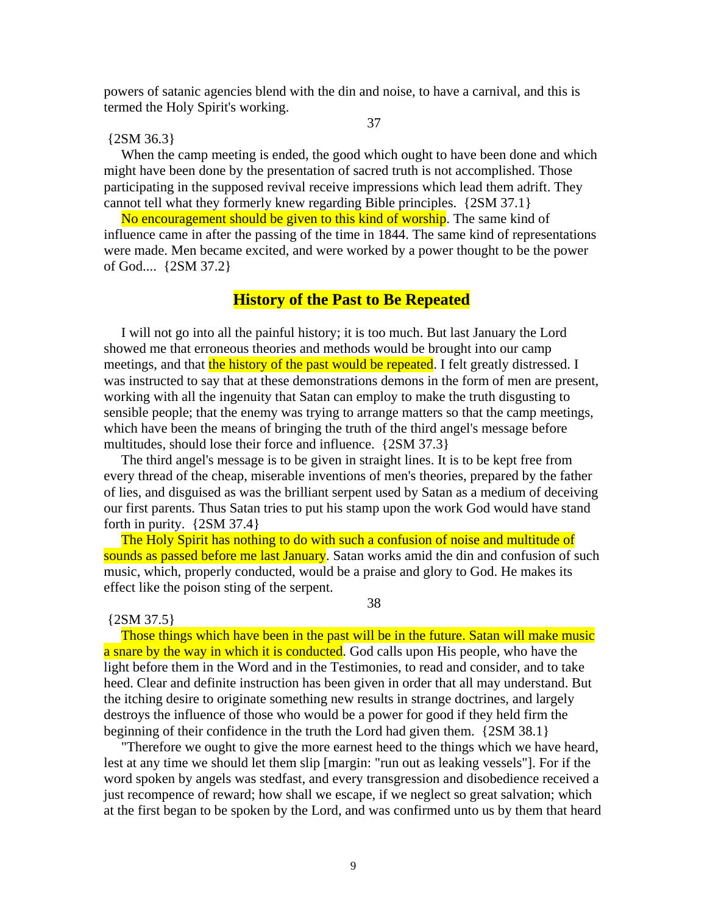powers of satanic agencies blend with the din and noise, to have a carnival, and this is termed the Holy Spirit's working.

37

{2SM 36.3}

When the camp meeting is ended, the good which ought to have been done and which might have been done by the presentation of sacred truth is not accomplished. Those participating in the supposed revival receive impressions which lead them adrift. They cannot tell what they formerly knew regarding Bible principles. {2SM 37.1}

No encouragement should be given to this kind of worship. The same kind of influence came in after the passing of the time in 1844. The same kind of representations were made. Men became excited, and were worked by a power thought to be the power of God.... {2SM 37.2}

## History of the Past to Be Repeated

I will not go into all the painful history; it is too much. But last January the Lord showed me that erroneous theories and methods would be brought into our camp meetings, and that the history of the past would be repeated. I felt greatly distressed. I was instructed to say that at these demonstrations demons in the form of men are present, working with all the ingenuity that Satan can employ to make the truth disgusting to sensible people; that the enemy was trying to arrange matters so that the camp meetings, which have been the means of bringing the truth of the third angel's message before multitudes, should lose their force and influence. {2SM 37.3}

The third angel's message is to be given in straight lines. It is to be kept free from every thread of the cheap, miserable inventions of men's theories, prepared by the father of lies, and disguised as was the brilliant serpent used by Satan as a medium of deceiving our first parents. Thus Satan tries to put his stamp upon the work God would have stand forth in purity. {2SM 37.4}

The Holy Spirit has nothing to do with such a confusion of noise and multitude of sounds as passed before me last January. Satan works amid the din and confusion of such music, which, properly conducted, would be a praise and glory to God. He makes its effect like the poison sting of the serpent.

38

{2SM 37.5}

Those things which have been in the past will be in the future. Satan will make music a snare by the way in which it is conducted. God calls upon His people, who have the light before them in the Word and in the Testimonies, to read and consider, and to take heed. Clear and definite instruction has been given in order that all may understand. But the itching desire to originate something new results in strange doctrines, and largely destroys the influence of those who would be a power for good if they held firm the beginning of their confidence in the truth the Lord had given them. {2SM 38.1}

"Therefore we ought to give the more earnest heed to the things which we have heard, lest at any time we should let them slip [margin: "run out as leaking vessels"]. For if the word spoken by angels was stedfast, and every transgression and disobedience received a just recompence of reward; how shall we escape, if we neglect so great salvation; which at the first began to be spoken by the Lord, and was confirmed unto us by them that heard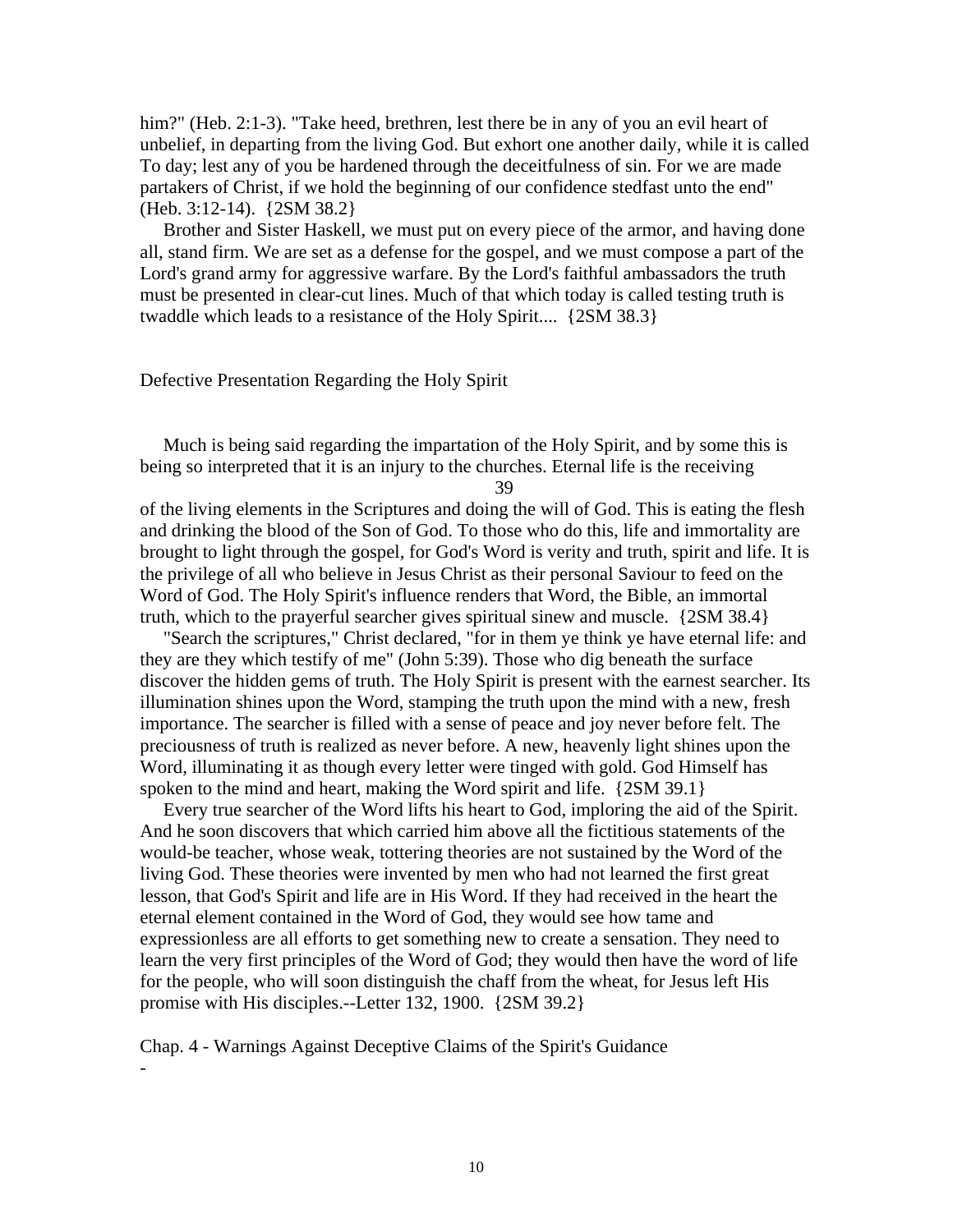him?" (Heb. 2:1-3). "Take heed, brethren, lest there be in any of you an evil heart of unbelief, in departing from the living God. But exhort one another daily, while it is called To day; lest any of you be hardened through the deceitfulness of sin. For we are made partakers of Christ, if we hold the beginning of our confidence stedfast unto the end" (Heb. 3:12-14). {2SM 38.2}

Brother and Sister Haskell, we must put on every piece of the armor, and having done all, stand firm. We are set as a defense for the gospel, and we must compose a part of the Lord's grand army for aggressive warfare. By the Lord's faithful ambassadors the truth must be presented in clear-cut lines. Much of that which today is called testing truth is twaddle which leads to a resistance of the Holy Spirit.... {2SM 38.3}

## Defective Presentation Regarding the Holy Spirit

Much is being said regarding the impartation of the Holy Spirit, and by some this is being so interpreted that it is an injury to the churches. Eternal life is the receiving

39

of the living elements in the Scriptures and doing the will of God. This is eating the flesh and drinking the blood of the Son of God. To those who do this, life and immortality are brought to light through the gospel, for God's Word is verity and truth, spirit and life. It is the privilege of all who believe in Jesus Christ as their personal Saviour to feed on the Word of God. The Holy Spirit's influence renders that Word, the Bible, an immortal truth, which to the prayerful searcher gives spiritual sinew and muscle. {2SM 38.4}

"Search the scriptures," Christ declared, "for in them ye think ye have eternal life: and they are they which testify of me" (John 5:39). Those who dig beneath the surface discover the hidden gems of truth. The Holy Spirit is present with the earnest searcher. Its illumination shines upon the Word, stamping the truth upon the mind with a new, fresh importance. The searcher is filled with a sense of peace and joy never before felt. The preciousness of truth is realized as never before. A new, heavenly light shines upon the Word, illuminating it as though every letter were tinged with gold. God Himself has spoken to the mind and heart, making the Word spirit and life. {2SM 39.1}

Every true searcher of the Word lifts his heart to God, imploring the aid of the Spirit. And he soon discovers that which carried him above all the fictitious statements of the would-be teacher, whose weak, tottering theories are not sustained by the Word of the living God. These theories were invented by men who had not learned the first great lesson, that God's Spirit and life are in His Word. If they had received in the heart the eternal element contained in the Word of God, they would see how tame and expressionless are all efforts to get something new to create a sensation. They need to learn the very first principles of the Word of God; they would then have the word of life for the people, who will soon distinguish the chaff from the wheat, for Jesus left His promise with His disciples.--Letter 132, 1900. {2SM 39.2}

## Chap. 4 - Warnings Against Deceptive Claims of the Spirit's Guidance

-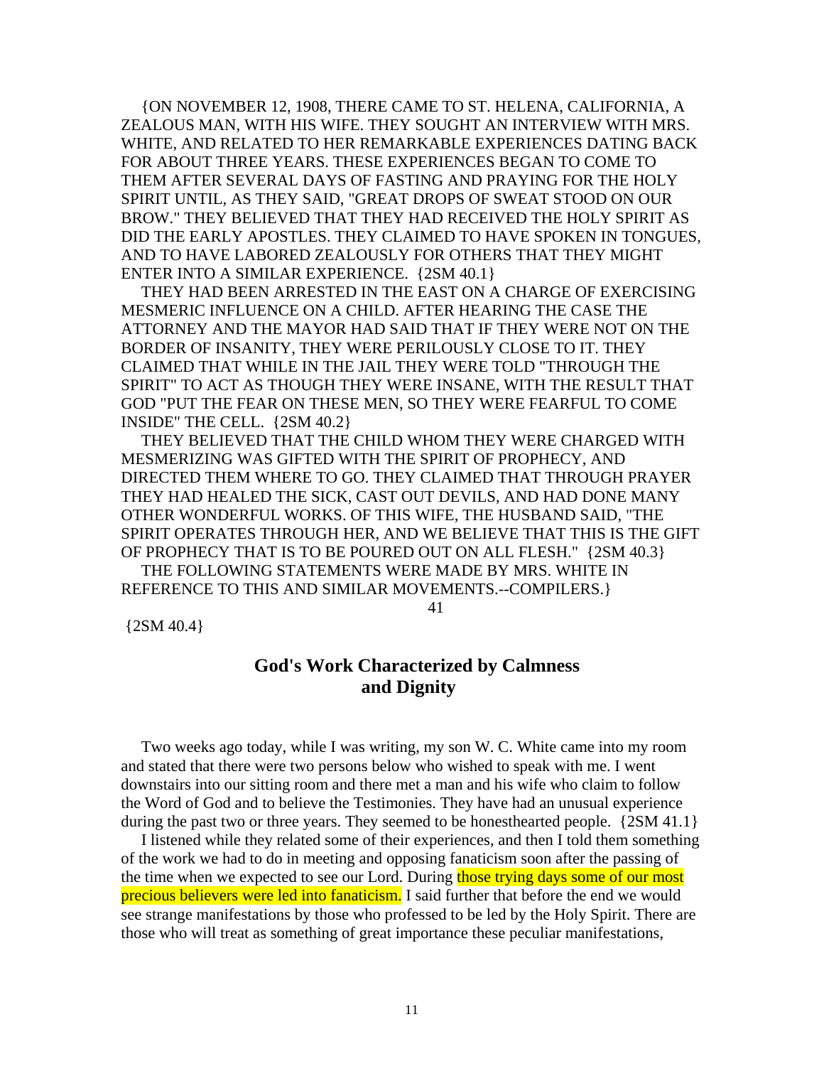{ON NOVEMBER 12, 1908, THERE CAME TO ST. HELENA, CALIFORNIA, A ZEALOUS MAN, WITH HIS WIFE. THEY SOUGHT AN INTERVIEW WITH MRS. WHITE, AND RELATED TO HER REMARKABLE EXPERIENCES DATING BACK FOR ABOUT THREE YEARS. THESE EXPERIENCES BEGAN TO COME TO THEM AFTER SEVERAL DAYS OF FASTING AND PRAYING FOR THE HOLY SPIRIT UNTIL, AS THEY SAID, "GREAT DROPS OF SWEAT STOOD ON OUR BROW." THEY BELIEVED THAT THEY HAD RECEIVED THE HOLY SPIRIT AS DID THE EARLY APOSTLES. THEY CLAIMED TO HAVE SPOKEN IN TONGUES, AND TO HAVE LABORED ZEALOUSLY FOR OTHERS THAT THEY MIGHT ENTER INTO A SIMILAR EXPERIENCE. {2SM 40.1}

THEY HAD BEEN ARRESTED IN THE EAST ON A CHARGE OF EXERCISING MESMERIC INFLUENCE ON A CHILD. AFTER HEARING THE CASE THE ATTORNEY AND THE MAYOR HAD SAID THAT IF THEY WERE NOT ON THE BORDER OF INSANITY, THEY WERE PERILOUSLY CLOSE TO IT. THEY CLAIMED THAT WHILE IN THE JAIL THEY WERE TOLD "THROUGH THE SPIRIT" TO ACT AS THOUGH THEY WERE INSANE, WITH THE RESULT THAT GOD "PUT THE FEAR ON THESE MEN, SO THEY WERE FEARFUL TO COME INSIDE" THE CELL. {2SM 40.2}

THEY BELIEVED THAT THE CHILD WHOM THEY WERE CHARGED WITH MESMERIZING WAS GIFTED WITH THE SPIRIT OF PROPHECY, AND DIRECTED THEM WHERE TO GO. THEY CLAIMED THAT THROUGH PRAYER THEY HAD HEALED THE SICK, CAST OUT DEVILS, AND HAD DONE MANY OTHER WONDERFUL WORKS. OF THIS WIFE, THE HUSBAND SAID, "THE SPIRIT OPERATES THROUGH HER, AND WE BELIEVE THAT THIS IS THE GIFT OF PROPHECY THAT IS TO BE POURED OUT ON ALL FLESH." {2SM 40.3}

THE FOLLOWING STATEMENTS WERE MADE BY MRS. WHITE IN REFERENCE TO THIS AND SIMILAR MOVEMENTS.--COMPILERS.}

41

{2SM 40.4}

## God's Work Characterized by Calmness and Dignity

Two weeks ago today, while I was writing, my son W. C. White came into my room and stated that there were two persons below who wished to speak with me. I went downstairs into our sitting room and there met a man and his wife who claim to follow the Word of God and to believe the Testimonies. They have had an unusual experience during the past two or three years. They seemed to be honesthearted people. {2SM 41.1}

I listened while they related some of their experiences, and then I told them something of the work we had to do in meeting and opposing fanaticism soon after the passing of the time when we expected to see our Lord. During those trying days some of our most precious believers were led into fanaticism. I said further that before the end we would see strange manifestations by those who professed to be led by the Holy Spirit. There are those who will treat as something of great importance these peculiar manifestations,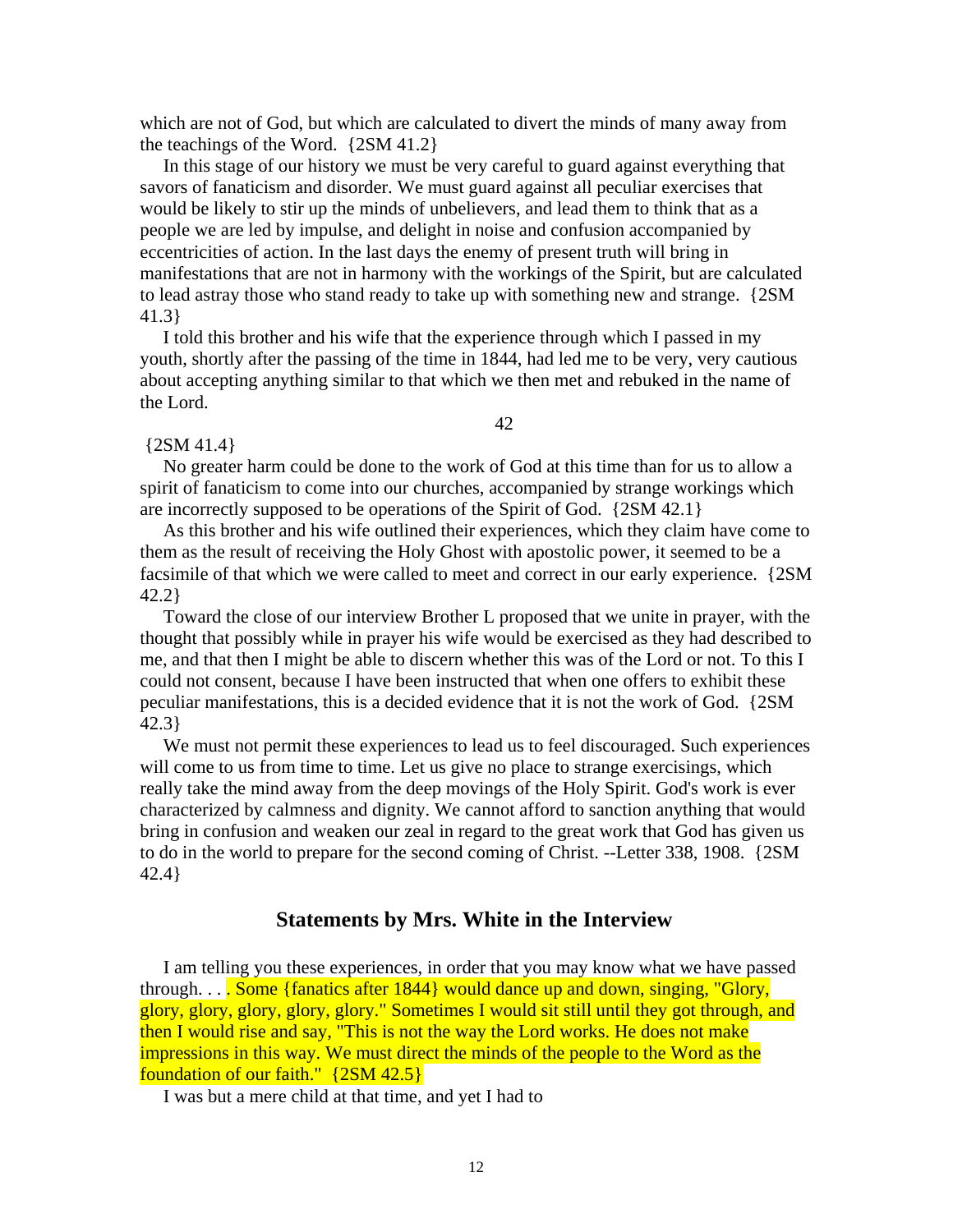which are not of God, but which are calculated to divert the minds of many away from the teachings of the Word. {2SM 41.2}

In this stage of our history we must be very careful to guard against everything that savors of fanaticism and disorder. We must guard against all peculiar exercises that would be likely to stir up the minds of unbelievers, and lead them to think that as a people we are led by impulse, and delight in noise and confusion accompanied by eccentricities of action. In the last days the enemy of present truth will bring in manifestations that are not in harmony with the workings of the Spirit, but are calculated to lead astray those who stand ready to take up with something new and strange. {2SM 41.3}

I told this brother and his wife that the experience through which I passed in my youth, shortly after the passing of the time in 1844, had led me to be very, very cautious about accepting anything similar to that which we then met and rebuked in the name of the Lord.

42

{2SM 41.4}

No greater harm could be done to the work of God at this time than for us to allow a spirit of fanaticism to come into our churches, accompanied by strange workings which are incorrectly supposed to be operations of the Spirit of God. {2SM 42.1}

As this brother and his wife outlined their experiences, which they claim have come to them as the result of receiving the Holy Ghost with apostolic power, it seemed to be a facsimile of that which we were called to meet and correct in our early experience. {2SM 42.2}

Toward the close of our interview Brother L proposed that we unite in prayer, with the thought that possibly while in prayer his wife would be exercised as they had described to me, and that then I might be able to discern whether this was of the Lord or not. To this I could not consent, because I have been instructed that when one offers to exhibit these peculiar manifestations, this is a decided evidence that it is not the work of God. {2SM 42.3}

We must not permit these experiences to lead us to feel discouraged. Such experiences will come to us from time to time. Let us give no place to strange exercisings, which really take the mind away from the deep movings of the Holy Spirit. God's work is ever characterized by calmness and dignity. We cannot afford to sanction anything that would bring in confusion and weaken our zeal in regard to the great work that God has given us to do in the world to prepare for the second coming of Christ. --Letter 338, 1908. {2SM 42.4}

## Statements by Mrs. White in the Interview

I am telling you these experiences, in order that you may know what we have passed through. . . . Some {fanatics after 1844} would dance up and down, singing, "Glory, glory, glory, glory, glory, glory." Sometimes I would sit still until they got through, and then I would rise and say, "This is not the way the Lord works. He does not make impressions in this way. We must direct the minds of the people to the Word as the foundation of our faith." {2SM 42.5}

I was but a mere child at that time, and yet I had to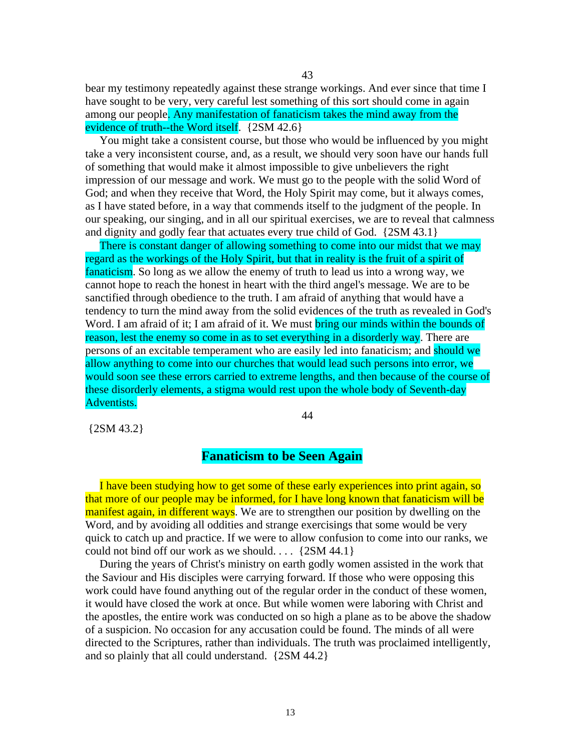bear my testimony repeatedly against these strange workings. And ever since that time I have sought to be very, very careful lest something of this sort should come in again among our people. Any manifestation of fanaticism takes the mind away from the evidence of truth--the Word itself. {2SM 42.6}

You might take a consistent course, but those who would be influenced by you might take a very inconsistent course, and, as a result, we should very soon have our hands full of something that would make it almost impossible to give unbelievers the right impression of our message and work. We must go to the people with the solid Word of God; and when they receive that Word, the Holy Spirit may come, but it always comes, as I have stated before, in a way that commends itself to the judgment of the people. In our speaking, our singing, and in all our spiritual exercises, we are to reveal that calmness and dignity and godly fear that actuates every true child of God. {2SM 43.1}

There is constant danger of allowing something to come into our midst that we may regard as the workings of the Holy Spirit, but that in reality is the fruit of a spirit of fanaticism. So long as we allow the enemy of truth to lead us into a wrong way, we cannot hope to reach the honest in heart with the third angel's message. We are to be sanctified through obedience to the truth. I am afraid of anything that would have a tendency to turn the mind away from the solid evidences of the truth as revealed in God's Word. I am afraid of it; I am afraid of it. We must bring our minds within the bounds of reason, lest the enemy so come in as to set everything in a disorderly way. There are persons of an excitable temperament who are easily led into fanaticism; and should we allow anything to come into our churches that would lead such persons into error, we would soon see these errors carried to extreme lengths, and then because of the course of these disorderly elements, a stigma would rest upon the whole body of Seventh-day Adventists.

{2SM 43.2}

## Fanaticism to be Seen Again

I have been studying how to get some of these early experiences into print again, so that more of our people may be informed, for I have long known that fanaticism will be manifest again, in different ways. We are to strengthen our position by dwelling on the Word, and by avoiding all oddities and strange exercisings that some would be very quick to catch up and practice. If we were to allow confusion to come into our ranks, we could not bind off our work as we should. . . . {2SM 44.1}

During the years of Christ's ministry on earth godly women assisted in the work that the Saviour and His disciples were carrying forward. If those who were opposing this work could have found anything out of the regular order in the conduct of these women, it would have closed the work at once. But while women were laboring with Christ and the apostles, the entire work was conducted on so high a plane as to be above the shadow of a suspicion. No occasion for any accusation could be found. The minds of all were directed to the Scriptures, rather than individuals. The truth was proclaimed intelligently, and so plainly that all could understand. {2SM 44.2}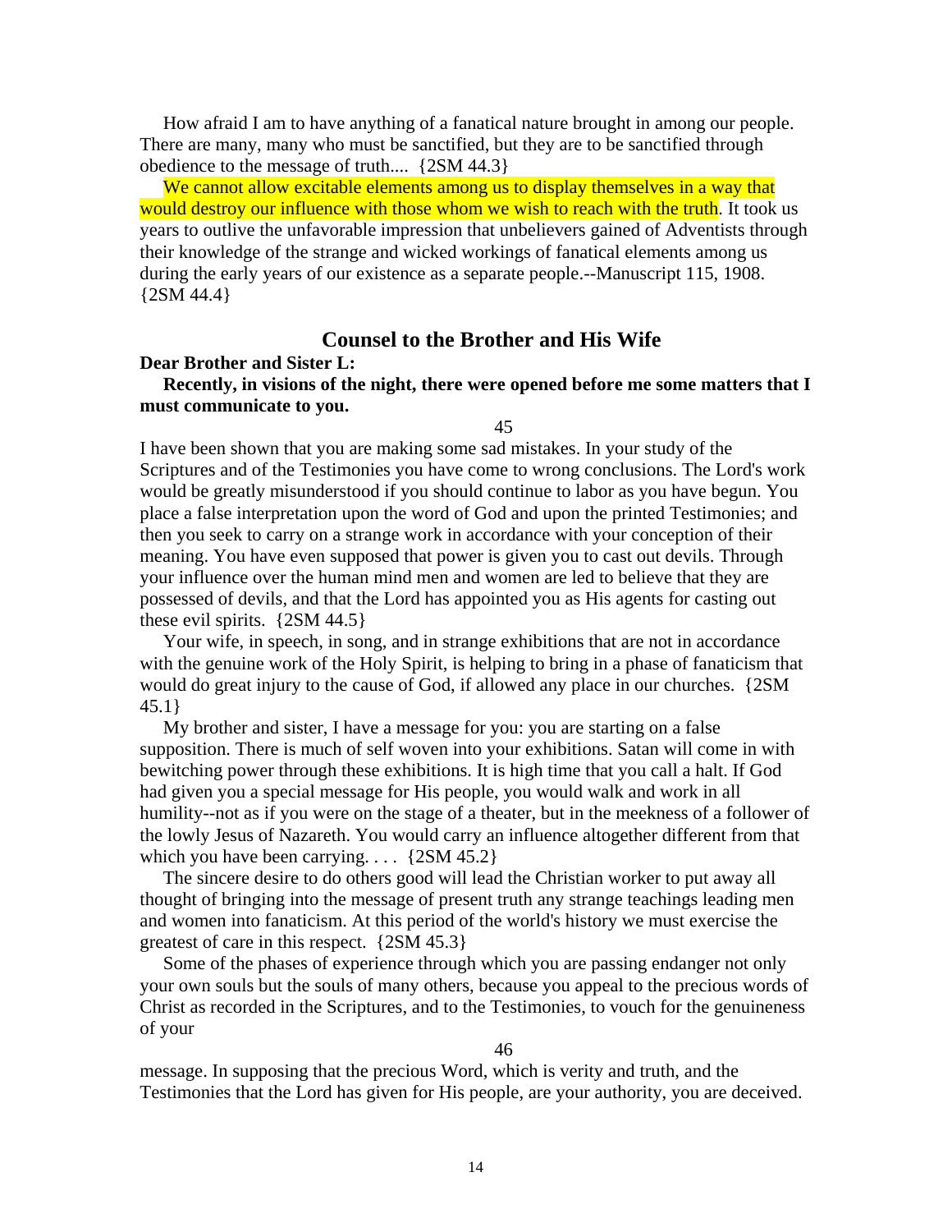How afraid I am to have anything of a fanatical nature brought in among our people. There are many, many who must be sanctified, but they are to be sanctified through obedience to the message of truth.... {2SM 44.3}

We cannot allow excitable elements among us to display themselves in a way that would destroy our influence with those whom we wish to reach with the truth. It took us years to outlive the unfavorable impression that unbelievers gained of Adventists through their knowledge of the strange and wicked workings of fanatical elements among us during the early years of our existence as a separate people.--Manuscript 115, 1908. {2SM 44.4}

## Counsel to the Brother and His Wife

**Dear Brother and Sister L:**

**Recently, in visions of the night, there were opened before me some matters that I must communicate to you.**

45

I have been shown that you are making some sad mistakes. In your study of the Scriptures and of the Testimonies you have come to wrong conclusions. The Lord's work would be greatly misunderstood if you should continue to labor as you have begun. You place a false interpretation upon the word of God and upon the printed Testimonies; and then you seek to carry on a strange work in accordance with your conception of their meaning. You have even supposed that power is given you to cast out devils. Through your influence over the human mind men and women are led to believe that they are possessed of devils, and that the Lord has appointed you as His agents for casting out these evil spirits. {2SM 44.5}

Your wife, in speech, in song, and in strange exhibitions that are not in accordance with the genuine work of the Holy Spirit, is helping to bring in a phase of fanaticism that would do great injury to the cause of God, if allowed any place in our churches. {2SM 45.1}

My brother and sister, I have a message for you: you are starting on a false supposition. There is much of self woven into your exhibitions. Satan will come in with bewitching power through these exhibitions. It is high time that you call a halt. If God had given you a special message for His people, you would walk and work in all humility--not as if you were on the stage of a theater, but in the meekness of a follower of the lowly Jesus of Nazareth. You would carry an influence altogether different from that which you have been carrying. . . . {2SM 45.2}

The sincere desire to do others good will lead the Christian worker to put away all thought of bringing into the message of present truth any strange teachings leading men and women into fanaticism. At this period of the world's history we must exercise the greatest of care in this respect. {2SM 45.3}

Some of the phases of experience through which you are passing endanger not only your own souls but the souls of many others, because you appeal to the precious words of Christ as recorded in the Scriptures, and to the Testimonies, to vouch for the genuineness of your

46

message. In supposing that the precious Word, which is verity and truth, and the Testimonies that the Lord has given for His people, are your authority, you are deceived.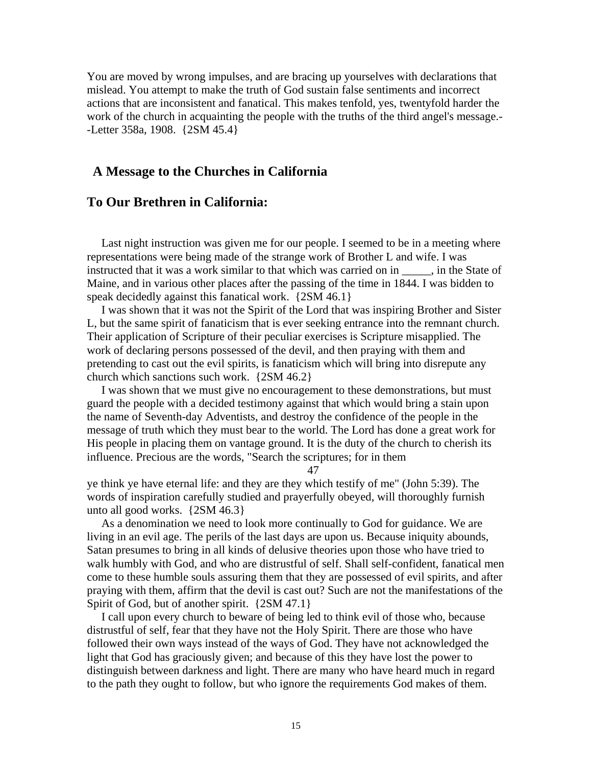You are moved by wrong impulses, and are bracing up yourselves with declarations that mislead. You attempt to make the truth of God sustain false sentiments and incorrect actions that are inconsistent and fanatical. This makes tenfold, yes, twentyfold harder the work of the church in acquainting the people with the truths of the third angel's message.--Letter 358a, 1908. {2SM 45.4}

## A Message to the Churches in California

## To Our Brethren in California:

Last night instruction was given me for our people. I seemed to be in a meeting where representations were being made of the strange work of Brother L and wife. I was instructed that it was a work similar to that which was carried on in _____, in the State of Maine, and in various other places after the passing of the time in 1844. I was bidden to speak decidedly against this fanatical work. {2SM 46.1}

I was shown that it was not the Spirit of the Lord that was inspiring Brother and Sister L, but the same spirit of fanaticism that is ever seeking entrance into the remnant church. Their application of Scripture of their peculiar exercises is Scripture misapplied. The work of declaring persons possessed of the devil, and then praying with them and pretending to cast out the evil spirits, is fanaticism which will bring into disrepute any church which sanctions such work. {2SM 46.2}

I was shown that we must give no encouragement to these demonstrations, but must guard the people with a decided testimony against that which would bring a stain upon the name of Seventh-day Adventists, and destroy the confidence of the people in the message of truth which they must bear to the world. The Lord has done a great work for His people in placing them on vantage ground. It is the duty of the church to cherish its influence. Precious are the words, "Search the scriptures; for in them

47

ye think ye have eternal life: and they are they which testify of me" (John 5:39). The words of inspiration carefully studied and prayerfully obeyed, will thoroughly furnish unto all good works. {2SM 46.3}

As a denomination we need to look more continually to God for guidance. We are living in an evil age. The perils of the last days are upon us. Because iniquity abounds, Satan presumes to bring in all kinds of delusive theories upon those who have tried to walk humbly with God, and who are distrustful of self. Shall self-confident, fanatical men come to these humble souls assuring them that they are possessed of evil spirits, and after praying with them, affirm that the devil is cast out? Such are not the manifestations of the Spirit of God, but of another spirit. {2SM 47.1}

I call upon every church to beware of being led to think evil of those who, because distrustful of self, fear that they have not the Holy Spirit. There are those who have followed their own ways instead of the ways of God. They have not acknowledged the light that God has graciously given; and because of this they have lost the power to distinguish between darkness and light. There are many who have heard much in regard to the path they ought to follow, but who ignore the requirements God makes of them.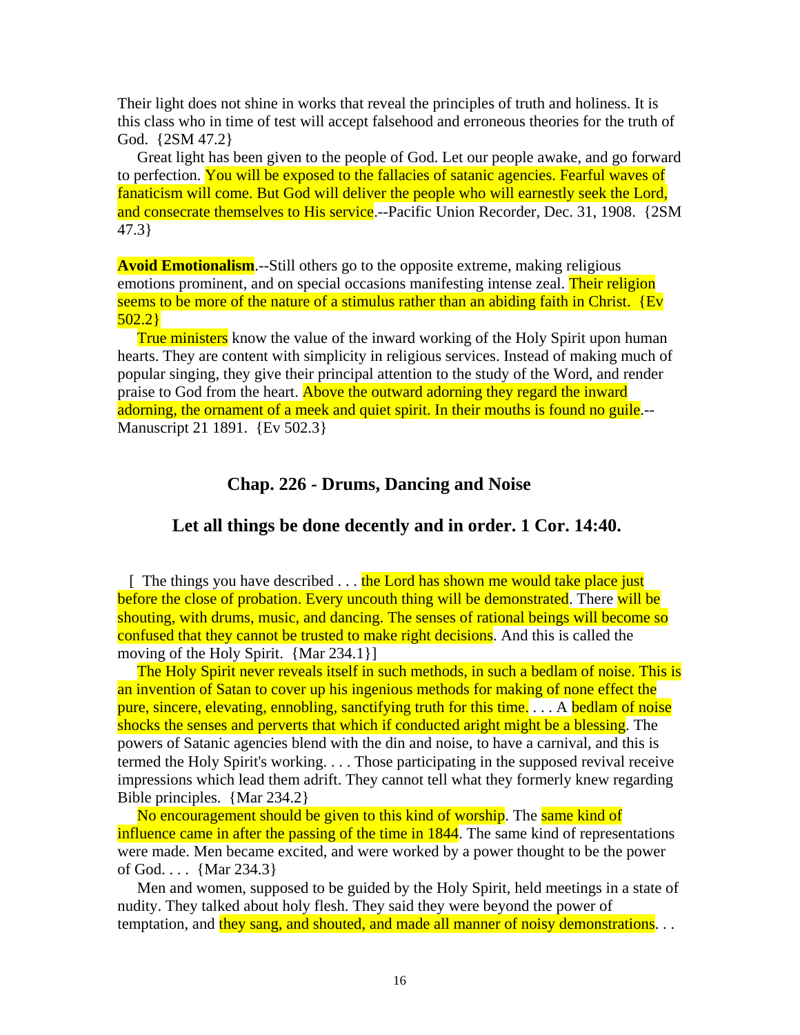Their light does not shine in works that reveal the principles of truth and holiness. It is this class who in time of test will accept falsehood and erroneous theories for the truth of God. {2SM 47.2}

Great light has been given to the people of God. Let our people awake, and go forward to perfection. You will be exposed to the fallacies of satanic agencies. Fearful waves of fanaticism will come. But God will deliver the people who will earnestly seek the Lord, and consecrate themselves to His service.--Pacific Union Recorder, Dec. 31, 1908. {2SM 47.3}

**Avoid Emotionalism**.--Still others go to the opposite extreme, making religious emotions prominent, and on special occasions manifesting intense zeal. Their religion seems to be more of the nature of a stimulus rather than an abiding faith in Christ. {Ev 502.2}

True ministers know the value of the inward working of the Holy Spirit upon human hearts. They are content with simplicity in religious services. Instead of making much of popular singing, they give their principal attention to the study of the Word, and render praise to God from the heart. Above the outward adorning they regard the inward adorning, the ornament of a meek and quiet spirit. In their mouths is found no guile.--Manuscript 21 1891. {Ev 502.3}

## Chap. 226 - Drums, Dancing and Noise

## Let all things be done decently and in order. 1 Cor. 14:40.

[ The things you have described . . . the Lord has shown me would take place just before the close of probation. Every uncouth thing will be demonstrated. There will be shouting, with drums, music, and dancing. The senses of rational beings will become so confused that they cannot be trusted to make right decisions. And this is called the moving of the Holy Spirit. {Mar 234.1}]

The Holy Spirit never reveals itself in such methods, in such a bedlam of noise. This is an invention of Satan to cover up his ingenious methods for making of none effect the pure, sincere, elevating, ennobling, sanctifying truth for this time. . . . A bedlam of noise shocks the senses and perverts that which if conducted aright might be a blessing. The powers of Satanic agencies blend with the din and noise, to have a carnival, and this is termed the Holy Spirit's working. . . . Those participating in the supposed revival receive impressions which lead them adrift. They cannot tell what they formerly knew regarding Bible principles. {Mar 234.2}

No encouragement should be given to this kind of worship. The same kind of influence came in after the passing of the time in 1844. The same kind of representations were made. Men became excited, and were worked by a power thought to be the power of God. . . . {Mar 234.3}

Men and women, supposed to be guided by the Holy Spirit, held meetings in a state of nudity. They talked about holy flesh. They said they were beyond the power of temptation, and they sang, and shouted, and made all manner of noisy demonstrations. . .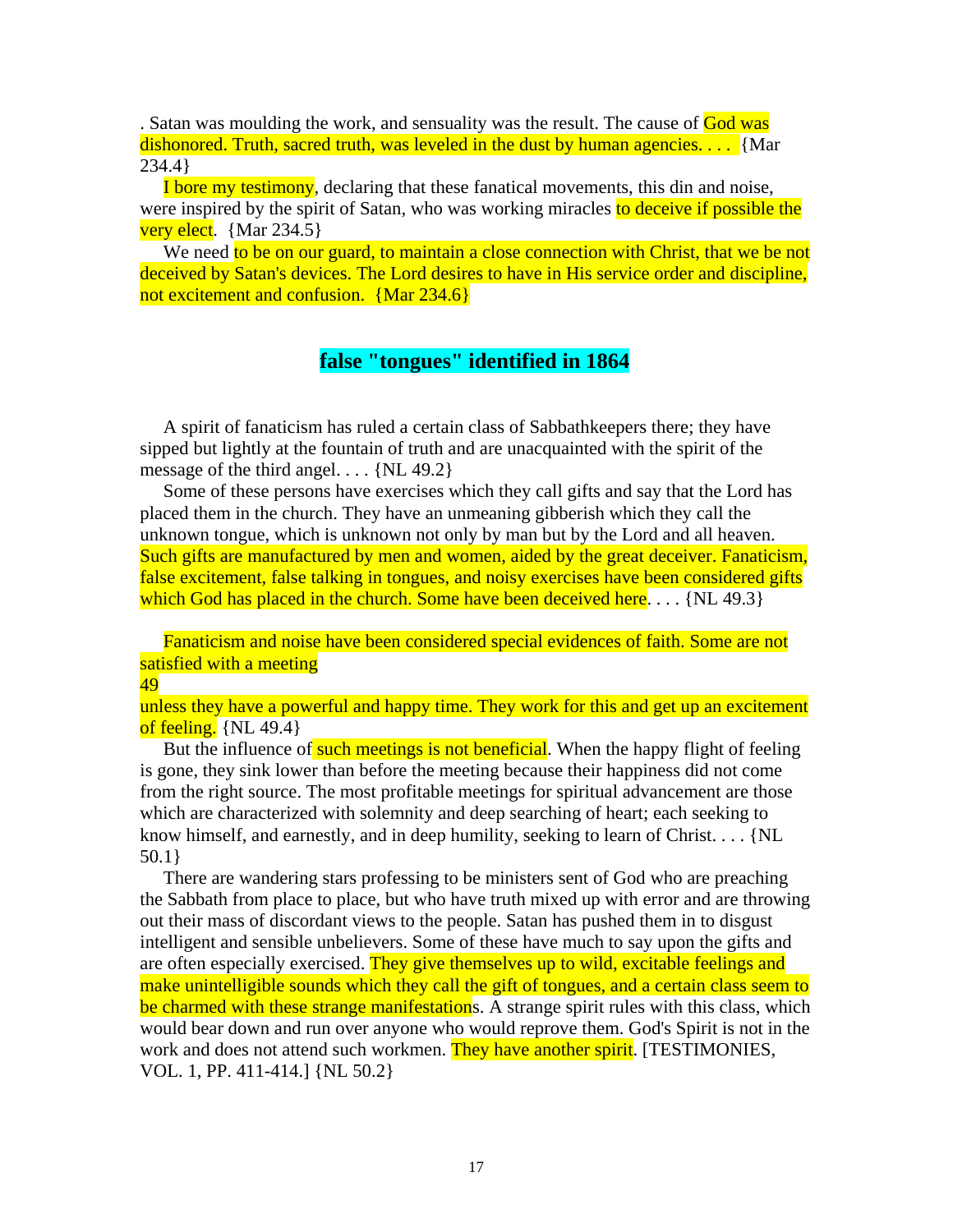. Satan was moulding the work, and sensuality was the result. The cause of God was dishonored. Truth, sacred truth, was leveled in the dust by human agencies. . . . {Mar 234.4}

I bore my testimony, declaring that these fanatical movements, this din and noise, were inspired by the spirit of Satan, who was working miracles to deceive if possible the very elect. {Mar 234.5}

We need to be on our guard, to maintain a close connection with Christ, that we be not deceived by Satan's devices. The Lord desires to have in His service order and discipline, not excitement and confusion. {Mar 234.6}

## false "tongues" identified in 1864

A spirit of fanaticism has ruled a certain class of Sabbathkeepers there; they have sipped but lightly at the fountain of truth and are unacquainted with the spirit of the message of the third angel. . . . {NL 49.2}

Some of these persons have exercises which they call gifts and say that the Lord has placed them in the church. They have an unmeaning gibberish which they call the unknown tongue, which is unknown not only by man but by the Lord and all heaven. Such gifts are manufactured by men and women, aided by the great deceiver. Fanaticism, false excitement, false talking in tongues, and noisy exercises have been considered gifts which God has placed in the church. Some have been deceived here. . . . {NL 49.3}

Fanaticism and noise have been considered special evidences of faith. Some are not satisfied with a meeting
49
unless they have a powerful and happy time. They work for this and get up an excitement of feeling. {NL 49.4}

But the influence of such meetings is not beneficial. When the happy flight of feeling is gone, they sink lower than before the meeting because their happiness did not come from the right source. The most profitable meetings for spiritual advancement are those which are characterized with solemnity and deep searching of heart; each seeking to know himself, and earnestly, and in deep humility, seeking to learn of Christ. . . . {NL 50.1}

There are wandering stars professing to be ministers sent of God who are preaching the Sabbath from place to place, but who have truth mixed up with error and are throwing out their mass of discordant views to the people. Satan has pushed them in to disgust intelligent and sensible unbelievers. Some of these have much to say upon the gifts and are often especially exercised. They give themselves up to wild, excitable feelings and make unintelligible sounds which they call the gift of tongues, and a certain class seem to be charmed with these strange manifestations. A strange spirit rules with this class, which would bear down and run over anyone who would reprove them. God's Spirit is not in the work and does not attend such workmen. They have another spirit. [TESTIMONIES, VOL. 1, PP. 411-414.] {NL 50.2}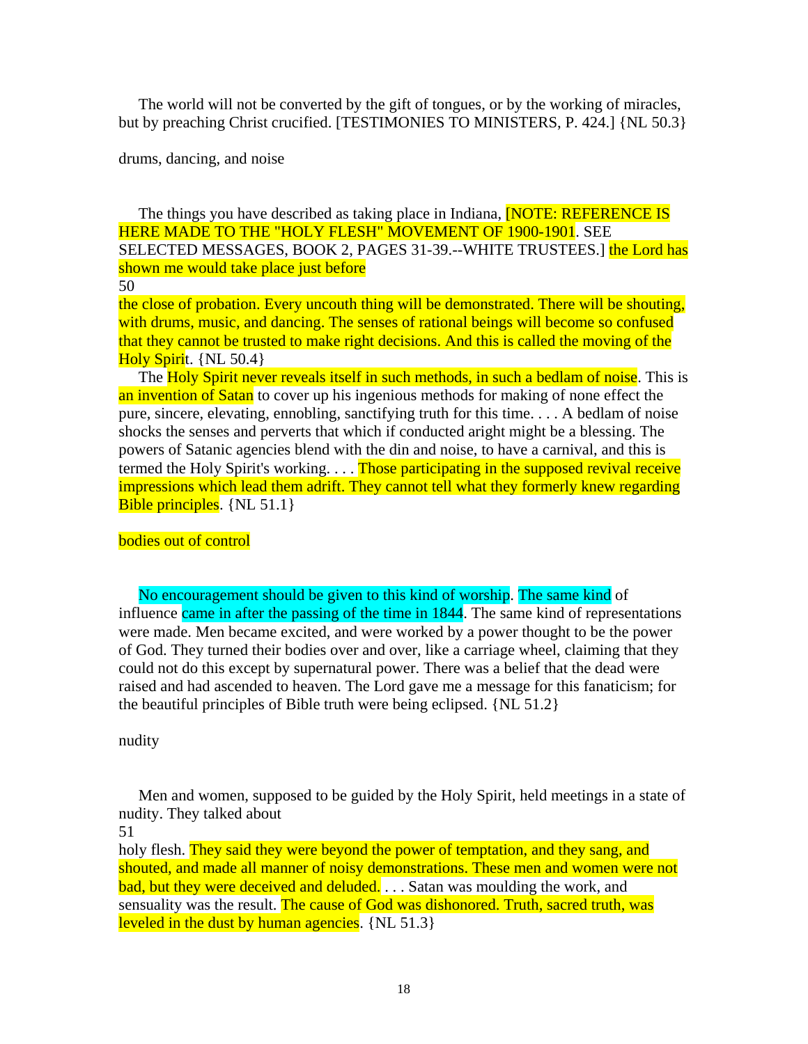The world will not be converted by the gift of tongues, or by the working of miracles, but by preaching Christ crucified. [TESTIMONIES TO MINISTERS, P. 424.] {NL 50.3}

drums, dancing, and noise

The things you have described as taking place in Indiana, [NOTE: REFERENCE IS HERE MADE TO THE "HOLY FLESH" MOVEMENT OF 1900-1901. SEE SELECTED MESSAGES, BOOK 2, PAGES 31-39.--WHITE TRUSTEES.] the Lord has shown me would take place just before

50

the close of probation. Every uncouth thing will be demonstrated. There will be shouting, with drums, music, and dancing. The senses of rational beings will become so confused that they cannot be trusted to make right decisions. And this is called the moving of the Holy Spirit. {NL 50.4}

The Holy Spirit never reveals itself in such methods, in such a bedlam of noise. This is an invention of Satan to cover up his ingenious methods for making of none effect the pure, sincere, elevating, ennobling, sanctifying truth for this time. . . . A bedlam of noise shocks the senses and perverts that which if conducted aright might be a blessing. The powers of Satanic agencies blend with the din and noise, to have a carnival, and this is termed the Holy Spirit's working. . . . Those participating in the supposed revival receive impressions which lead them adrift. They cannot tell what they formerly knew regarding Bible principles. {NL 51.1}

bodies out of control

No encouragement should be given to this kind of worship. The same kind of influence came in after the passing of the time in 1844. The same kind of representations were made. Men became excited, and were worked by a power thought to be the power of God. They turned their bodies over and over, like a carriage wheel, claiming that they could not do this except by supernatural power. There was a belief that the dead were raised and had ascended to heaven. The Lord gave me a message for this fanaticism; for the beautiful principles of Bible truth were being eclipsed. {NL 51.2}

nudity

Men and women, supposed to be guided by the Holy Spirit, held meetings in a state of nudity. They talked about

51

holy flesh. They said they were beyond the power of temptation, and they sang, and shouted, and made all manner of noisy demonstrations. These men and women were not bad, but they were deceived and deluded. . . . Satan was moulding the work, and sensuality was the result. The cause of God was dishonored. Truth, sacred truth, was leveled in the dust by human agencies. {NL 51.3}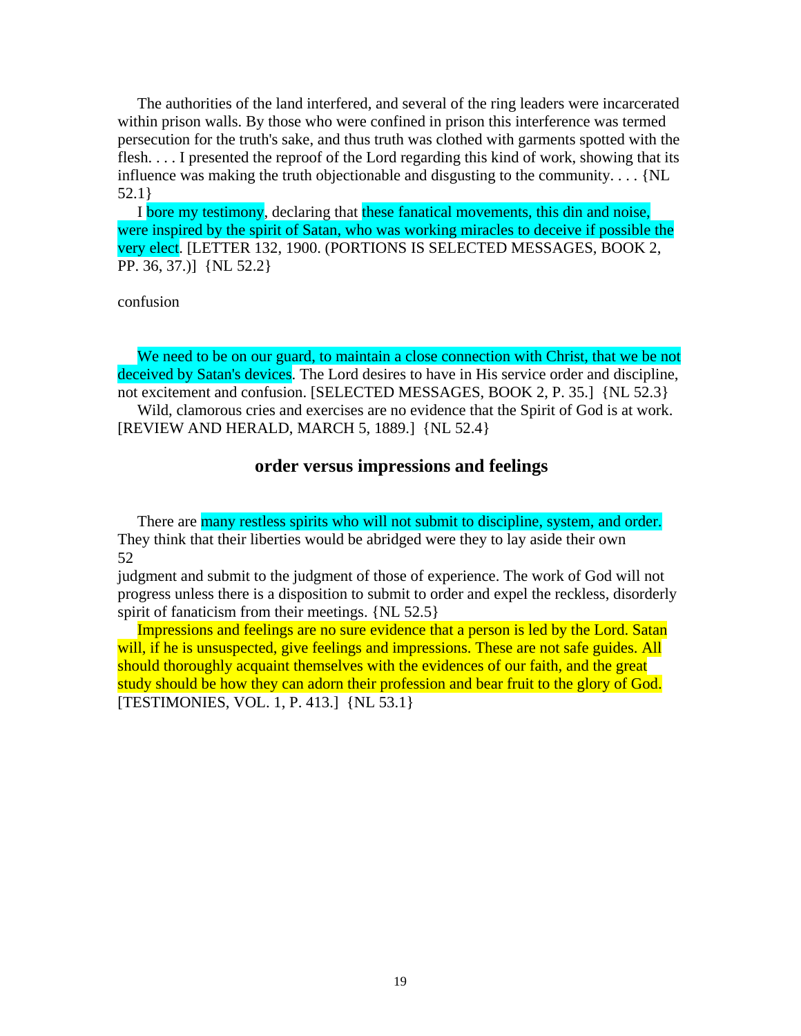The authorities of the land interfered, and several of the ring leaders were incarcerated within prison walls. By those who were confined in prison this interference was termed persecution for the truth's sake, and thus truth was clothed with garments spotted with the flesh. . . . I presented the reproof of the Lord regarding this kind of work, showing that its influence was making the truth objectionable and disgusting to the community. . . . {NL 52.1}

I bore my testimony, declaring that these fanatical movements, this din and noise, were inspired by the spirit of Satan, who was working miracles to deceive if possible the very elect. [LETTER 132, 1900. (PORTIONS IS SELECTED MESSAGES, BOOK 2, PP. 36, 37.)] {NL 52.2}

confusion

We need to be on our guard, to maintain a close connection with Christ, that we be not deceived by Satan's devices. The Lord desires to have in His service order and discipline, not excitement and confusion. [SELECTED MESSAGES, BOOK 2, P. 35.] {NL 52.3}

Wild, clamorous cries and exercises are no evidence that the Spirit of God is at work. [REVIEW AND HERALD, MARCH 5, 1889.] {NL 52.4}

## order versus impressions and feelings

There are many restless spirits who will not submit to discipline, system, and order. They think that their liberties would be abridged were they to lay aside their own
52
judgment and submit to the judgment of those of experience. The work of God will not progress unless there is a disposition to submit to order and expel the reckless, disorderly spirit of fanaticism from their meetings. {NL 52.5}

Impressions and feelings are no sure evidence that a person is led by the Lord. Satan will, if he is unsuspected, give feelings and impressions. These are not safe guides. All should thoroughly acquaint themselves with the evidences of our faith, and the great study should be how they can adorn their profession and bear fruit to the glory of God. [TESTIMONIES, VOL. 1, P. 413.] {NL 53.1}